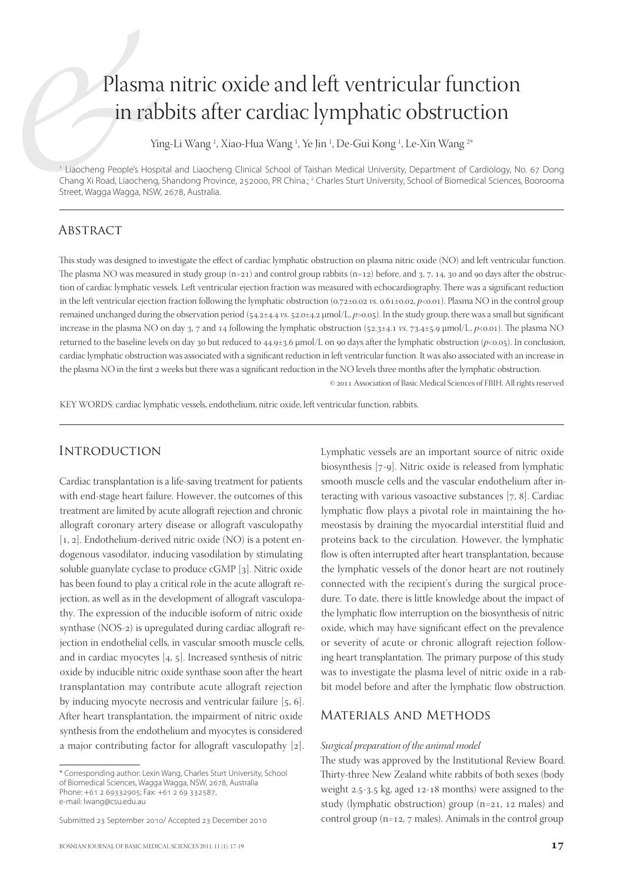# Plasma nitric oxide and left ventricular function in rabbits after cardiac lymphatic obstruction

Ying-Li Wang [1], Xiao-Hua Wang [1], Ye Jin [1], De-Gui Kong [1], Le-Xin Wang [2*]

[1] Liaocheng People's Hospital and Liaocheng Clinical School of Taishan Medical University, Department of Cardiology, No. 67 Dong Chang Xi Road, Liaocheng, Shandong Province, 252000, PR China.; [2] Charles Sturt University, School of Biomedical Sciences, Boorooma Street, Wagga Wagga, NSW, 2678, Australia.

## Abstract

This study was designed to investigate the effect of cardiac lymphatic obstruction on plasma nitric oxide (NO) and left ventricular function. The plasma NO was measured in study group (n=21) and control group rabbits (n=12) before, and 3, 7, 14, 30 and 90 days after the obstruction of cardiac lymphatic vessels. Left ventricular ejection fraction was measured with echocardiography. There was a significant reduction in the left ventricular ejection fraction following the lymphatic obstruction (0.72±0.02 *vs.* 0.61±0.02, $p<0.01$). Plasma NO in the control group remained unchanged during the observation period (54.2±4.4 *vs.* 52.0±4.2 μmol/L, $p>0.05$). In the study group, there was a small but significant increase in the plasma NO on day 3, 7 and 14 following the lymphatic obstruction (52.3±4.1 *vs.* 73.4±5.9 μmol/L, $p<0.01$). The plasma NO returned to the baseline levels on day 30 but reduced to 44.9±3.6 μmol/L on 90 days after the lymphatic obstruction ($p<0.05$). In conclusion, cardiac lymphatic obstruction was associated with a significant reduction in left ventricular function. It was also associated with an increase in the plasma NO in the first 2 weeks but there was a significant reduction in the NO levels three months after the lymphatic obstruction.

© 2011 Association of Basic Medical Sciences of FBIH. All rights reserved

KEY WORDS: cardiac lymphatic vessels, endothelium, nitric oxide, left ventricular function, rabbits.

## Introduction

Cardiac transplantation is a life-saving treatment for patients with end-stage heart failure. However, the outcomes of this treatment are limited by acute allograft rejection and chronic allograft coronary artery disease or allograft vasculopathy [1, 2]. Endothelium-derived nitric oxide (NO) is a potent endogenous vasodilator, inducing vasodilation by stimulating soluble guanylate cyclase to produce cGMP [3]. Nitric oxide has been found to play a critical role in the acute allograft rejection, as well as in the development of allograft vasculopathy. The expression of the inducible isoform of nitric oxide synthase (NOS-2) is upregulated during cardiac allograft rejection in endothelial cells, in vascular smooth muscle cells, and in cardiac myocytes [4, 5]. Increased synthesis of nitric oxide by inducible nitric oxide synthase soon after the heart transplantation may contribute acute allograft rejection by inducing myocyte necrosis and ventricular failure [5, 6]. After heart transplantation, the impairment of nitric oxide synthesis from the endothelium and myocytes is considered a major contributing factor for allograft vasculopathy [2].

Lymphatic vessels are an important source of nitric oxide biosynthesis [7-9]. Nitric oxide is released from lymphatic smooth muscle cells and the vascular endothelium after interacting with various vasoactive substances [7, 8]. Cardiac lymphatic flow plays a pivotal role in maintaining the homeostasis by draining the myocardial interstitial fluid and proteins back to the circulation. However, the lymphatic flow is often interrupted after heart transplantation, because the lymphatic vessels of the donor heart are not routinely connected with the recipient's during the surgical procedure. To date, there is little knowledge about the impact of the lymphatic flow interruption on the biosynthesis of nitric oxide, which may have significant effect on the prevalence or severity of acute or chronic allograft rejection following heart transplantation. The primary purpose of this study was to investigate the plasma level of nitric oxide in a rabbit model before and after the lymphatic flow obstruction.

## Materials and Methods

### *Surgical preparation of the animal model*

The study was approved by the Institutional Review Board. Thirty-three New Zealand white rabbits of both sexes (body weight 2.5-3.5 kg, aged 12-18 months) were assigned to the study (lymphatic obstruction) group (n=21, 12 males) and control group (n=12, 7 males). Animals in the control group

\* Corresponding author: Lexin Wang, Charles Sturt University, School of Biomedical Sciences, Wagga Wagga, NSW, 2678, Australia
Phone: +61 2 69332905; Fax: +61 2 69 332587,
e-mail: lwang@csu.edu.au

Submitted 23 September 2010/ Accepted 23 December 2010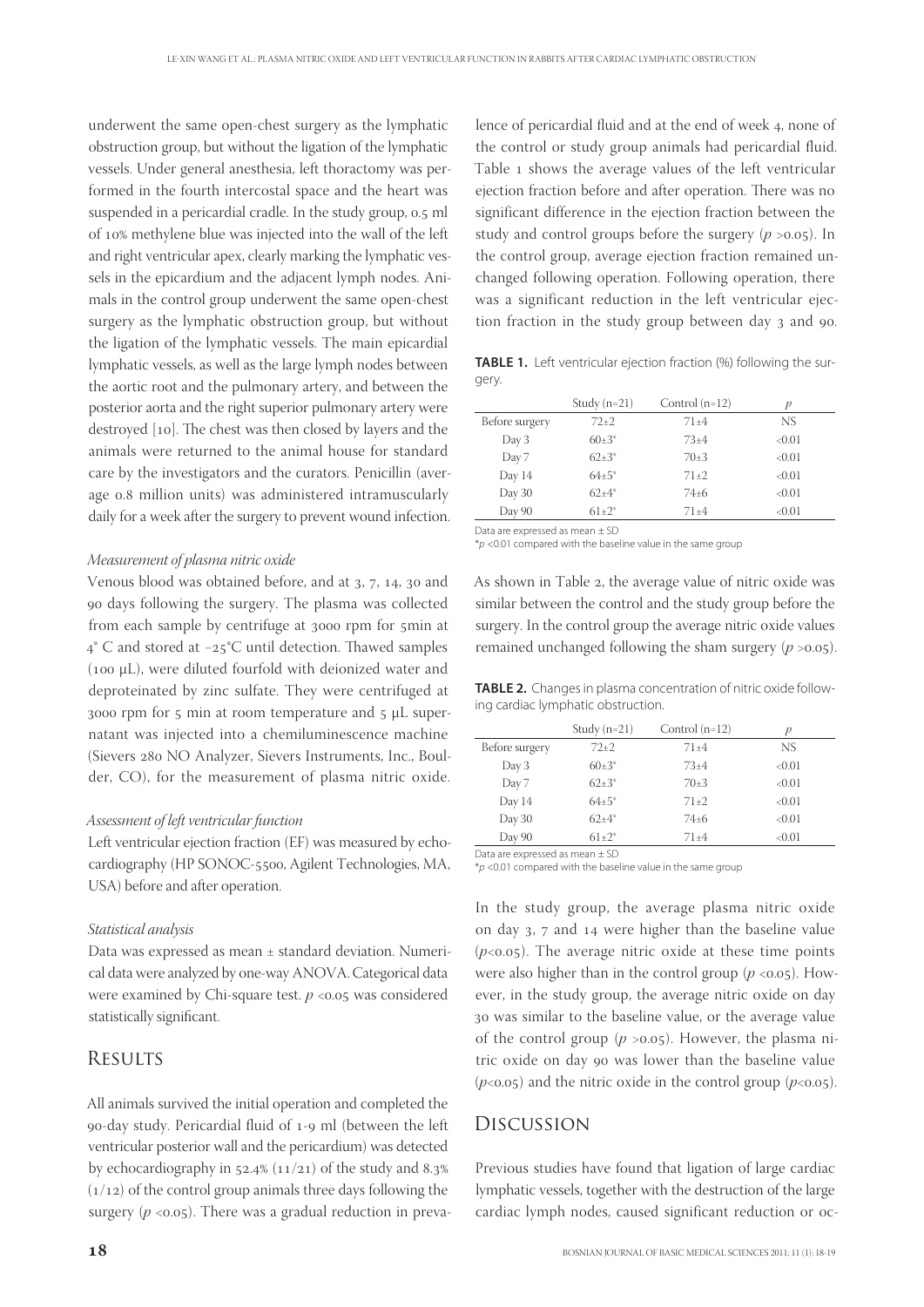underwent the same open-chest surgery as the lymphatic obstruction group, but without the ligation of the lymphatic vessels. Under general anesthesia, left thoractomy was performed in the fourth intercostal space and the heart was suspended in a pericardial cradle. In the study group, 0.5 ml of 10% methylene blue was injected into the wall of the left and right ventricular apex, clearly marking the lymphatic vessels in the epicardium and the adjacent lymph nodes. Animals in the control group underwent the same open-chest surgery as the lymphatic obstruction group, but without the ligation of the lymphatic vessels. The main epicardial lymphatic vessels, as well as the large lymph nodes between the aortic root and the pulmonary artery, and between the posterior aorta and the right superior pulmonary artery were destroyed [10]. The chest was then closed by layers and the animals were returned to the animal house for standard care by the investigators and the curators. Penicillin (average 0.8 million units) was administered intramuscularly daily for a week after the surgery to prevent wound infection.

*Measurement of plasma nitric oxide*

Venous blood was obtained before, and at 3, 7, 14, 30 and 90 days following the surgery. The plasma was collected from each sample by centrifuge at 3000 rpm for 5min at 4° C and stored at −25°C until detection. Thawed samples (100 μL), were diluted fourfold with deionized water and deproteinated by zinc sulfate. They were centrifuged at 3000 rpm for 5 min at room temperature and 5 μL supernatant was injected into a chemiluminescence machine (Sievers 280 NO Analyzer, Sievers Instruments, Inc., Boulder, CO), for the measurement of plasma nitric oxide.

*Assessment of left ventricular function*

Left ventricular ejection fraction (EF) was measured by echocardiography (HP SONOC-5500, Agilent Technologies, MA, USA) before and after operation.

*Statistical analysis*

Data was expressed as mean ± standard deviation. Numerical data were analyzed by one-way ANOVA. Categorical data were examined by Chi-square test. $p < 0.05$ was considered statistically significant.

## Results

All animals survived the initial operation and completed the 90-day study. Pericardial fluid of 1-9 ml (between the left ventricular posterior wall and the pericardium) was detected by echocardiography in 52.4% (11/21) of the study and 8.3% (1/12) of the control group animals three days following the surgery ($p < 0.05$). There was a gradual reduction in prevalence of pericardial fluid and at the end of week 4, none of the control or study group animals had pericardial fluid. Table 1 shows the average values of the left ventricular ejection fraction before and after operation. There was no significant difference in the ejection fraction between the study and control groups before the surgery ($p > 0.05$). In the control group, average ejection fraction remained unchanged following operation. Following operation, there was a significant reduction in the left ventricular ejection fraction in the study group between day 3 and 90.

**TABLE 1.** Left ventricular ejection fraction (%) following the surgery.

| | Study (n=21) | Control (n=12) | $p$ |
|---|---|---|---|
| Before surgery | 72±2 | 71±4 | NS |
| Day 3 | 60±3* | 73±4 | <0.01 |
| Day 7 | 62±3* | 70±3 | <0.01 |
| Day 14 | 64±5* | 71±2 | <0.01 |
| Day 30 | 62±4* | 74±6 | <0.01 |
| Day 90 | 61±2* | 71±4 | <0.01 |

Data are expressed as mean ± SD

*$p < 0.01$ compared with the baseline value in the same group

As shown in Table 2, the average value of nitric oxide was similar between the control and the study group before the surgery. In the control group the average nitric oxide values remained unchanged following the sham surgery ($p > 0.05$).

**TABLE 2.** Changes in plasma concentration of nitric oxide following cardiac lymphatic obstruction.

| | Study (n=21) | Control (n=12) | $p$ |
|---|---|---|---|
| Before surgery | 72±2 | 71±4 | NS |
| Day 3 | 60±3* | 73±4 | <0.01 |
| Day 7 | 62±3* | 70±3 | <0.01 |
| Day 14 | 64±5* | 71±2 | <0.01 |
| Day 30 | 62±4* | 74±6 | <0.01 |
| Day 90 | 61±2* | 71±4 | <0.01 |

Data are expressed as mean ± SD

*$p < 0.01$ compared with the baseline value in the same group

In the study group, the average plasma nitric oxide on day 3, 7 and 14 were higher than the baseline value ($p < 0.05$). The average nitric oxide at these time points were also higher than in the control group ($p < 0.05$). However, in the study group, the average nitric oxide on day 30 was similar to the baseline value, or the average value of the control group ($p > 0.05$). However, the plasma nitric oxide on day 90 was lower than the baseline value ($p < 0.05$) and the nitric oxide in the control group ($p < 0.05$).

## Discussion

Previous studies have found that ligation of large cardiac lymphatic vessels, together with the destruction of the large cardiac lymph nodes, caused significant reduction or oc-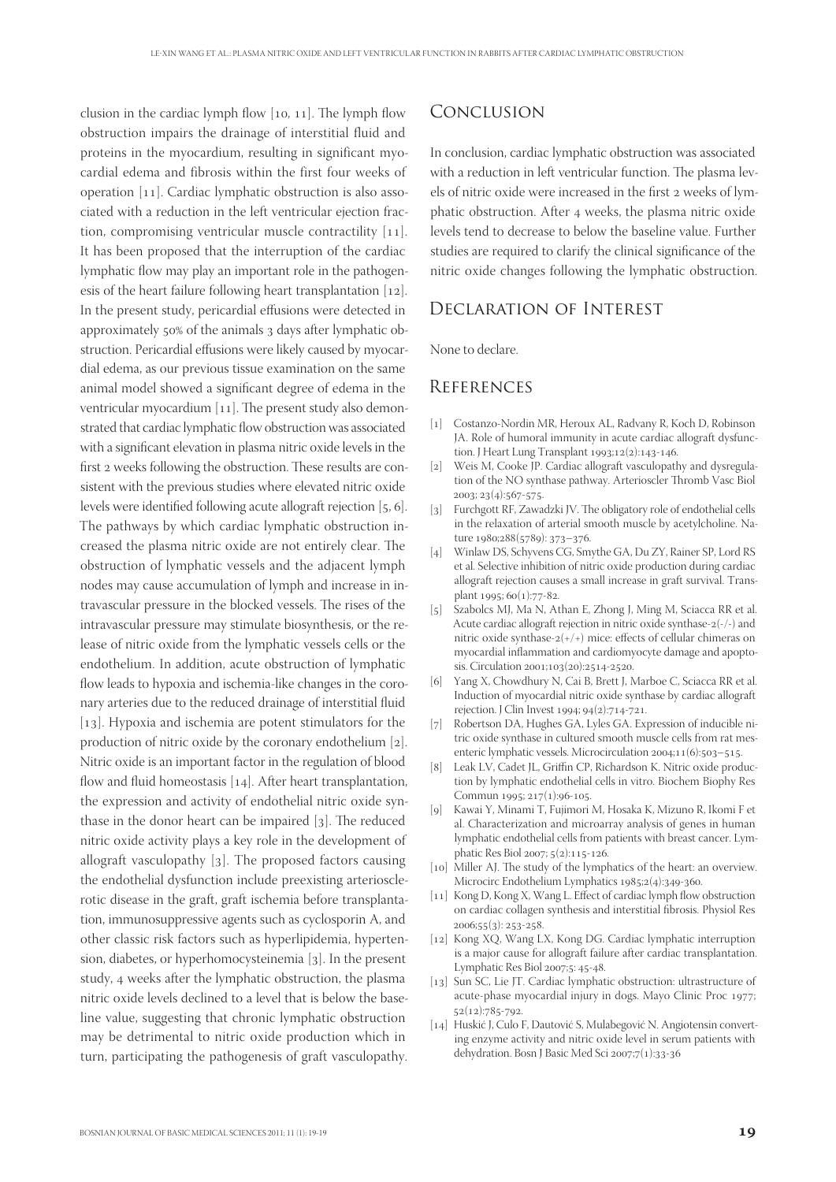clusion in the cardiac lymph flow [10, 11]. The lymph flow obstruction impairs the drainage of interstitial fluid and proteins in the myocardium, resulting in significant myocardial edema and fibrosis within the first four weeks of operation [11]. Cardiac lymphatic obstruction is also associated with a reduction in the left ventricular ejection fraction, compromising ventricular muscle contractility [11]. It has been proposed that the interruption of the cardiac lymphatic flow may play an important role in the pathogenesis of the heart failure following heart transplantation [12]. In the present study, pericardial effusions were detected in approximately 50% of the animals 3 days after lymphatic obstruction. Pericardial effusions were likely caused by myocardial edema, as our previous tissue examination on the same animal model showed a significant degree of edema in the ventricular myocardium [11]. The present study also demonstrated that cardiac lymphatic flow obstruction was associated with a significant elevation in plasma nitric oxide levels in the first 2 weeks following the obstruction. These results are consistent with the previous studies where elevated nitric oxide levels were identified following acute allograft rejection [5, 6]. The pathways by which cardiac lymphatic obstruction increased the plasma nitric oxide are not entirely clear. The obstruction of lymphatic vessels and the adjacent lymph nodes may cause accumulation of lymph and increase in intravascular pressure in the blocked vessels. The rises of the intravascular pressure may stimulate biosynthesis, or the release of nitric oxide from the lymphatic vessels cells or the endothelium. In addition, acute obstruction of lymphatic flow leads to hypoxia and ischemia-like changes in the coronary arteries due to the reduced drainage of interstitial fluid [13]. Hypoxia and ischemia are potent stimulators for the production of nitric oxide by the coronary endothelium [2]. Nitric oxide is an important factor in the regulation of blood flow and fluid homeostasis [14]. After heart transplantation, the expression and activity of endothelial nitric oxide synthase in the donor heart can be impaired [3]. The reduced nitric oxide activity plays a key role in the development of allograft vasculopathy [3]. The proposed factors causing the endothelial dysfunction include preexisting arteriosclerotic disease in the graft, graft ischemia before transplantation, immunosuppressive agents such as cyclosporin A, and other classic risk factors such as hyperlipidemia, hypertension, diabetes, or hyperhomocysteinemia [3]. In the present study, 4 weeks after the lymphatic obstruction, the plasma nitric oxide levels declined to a level that is below the baseline value, suggesting that chronic lymphatic obstruction may be detrimental to nitric oxide production which in turn, participating the pathogenesis of graft vasculopathy.

## Conclusion

In conclusion, cardiac lymphatic obstruction was associated with a reduction in left ventricular function. The plasma levels of nitric oxide were increased in the first 2 weeks of lymphatic obstruction. After 4 weeks, the plasma nitric oxide levels tend to decrease to below the baseline value. Further studies are required to clarify the clinical significance of the nitric oxide changes following the lymphatic obstruction.

## Declaration of Interest

None to declare.

## References

[1] Costanzo-Nordin MR, Heroux AL, Radvany R, Koch D, Robinson JA. Role of humoral immunity in acute cardiac allograft dysfunction. J Heart Lung Transplant 1993;12(2):143-146.

[2] Weis M, Cooke JP. Cardiac allograft vasculopathy and dysregulation of the NO synthase pathway. Arterioscler Thromb Vasc Biol 2003; 23(4):567-575.

[3] Furchgott RF, Zawadzki JV. The obligatory role of endothelial cells in the relaxation of arterial smooth muscle by acetylcholine. Nature 1980;288(5789): 373–376.

[4] Winlaw DS, Schyvens CG, Smythe GA, Du ZY, Rainer SP, Lord RS et al. Selective inhibition of nitric oxide production during cardiac allograft rejection causes a small increase in graft survival. Transplant 1995; 60(1):77-82.

[5] Szabolcs MJ, Ma N, Athan E, Zhong J, Ming M, Sciacca RR et al. Acute cardiac allograft rejection in nitric oxide synthase-2(-/-) and nitric oxide synthase-2(+/+) mice: effects of cellular chimeras on myocardial inflammation and cardiomyocyte damage and apoptosis. Circulation 2001;103(20):2514-2520.

[6] Yang X, Chowdhury N, Cai B, Brett J, Marboe C, Sciacca RR et al. Induction of myocardial nitric oxide synthase by cardiac allograft rejection. J Clin Invest 1994; 94(2):714-721.

[7] Robertson DA, Hughes GA, Lyles GA. Expression of inducible nitric oxide synthase in cultured smooth muscle cells from rat mesenteric lymphatic vessels. Microcirculation 2004;11(6):503–515.

[8] Leak LV, Cadet JL, Griffin CP, Richardson K. Nitric oxide production by lymphatic endothelial cells in vitro. Biochem Biophy Res Commun 1995; 217(1):96-105.

[9] Kawai Y, Minami T, Fujimori M, Hosaka K, Mizuno R, Ikomi F et al. Characterization and microarray analysis of genes in human lymphatic endothelial cells from patients with breast cancer. Lymphatic Res Biol 2007; 5(2):115-126.

[10] Miller AJ. The study of the lymphatics of the heart: an overview. Microcirc Endothelium Lymphatics 1985;2(4):349-360.

[11] Kong D, Kong X, Wang L. Effect of cardiac lymph flow obstruction on cardiac collagen synthesis and interstitial fibrosis. Physiol Res 2006;55(3): 253-258.

[12] Kong XQ, Wang LX, Kong DG. Cardiac lymphatic interruption is a major cause for allograft failure after cardiac transplantation. Lymphatic Res Biol 2007;5: 45-48.

[13] Sun SC, Lie JT. Cardiac lymphatic obstruction: ultrastructure of acute-phase myocardial injury in dogs. Mayo Clinic Proc 1977; 52(12):785-792.

[14] Huskić J, Culo F, Dautović S, Mulabegović N. Angiotensin converting enzyme activity and nitric oxide level in serum patients with dehydration. Bosn J Basic Med Sci 2007;7(1):33-36